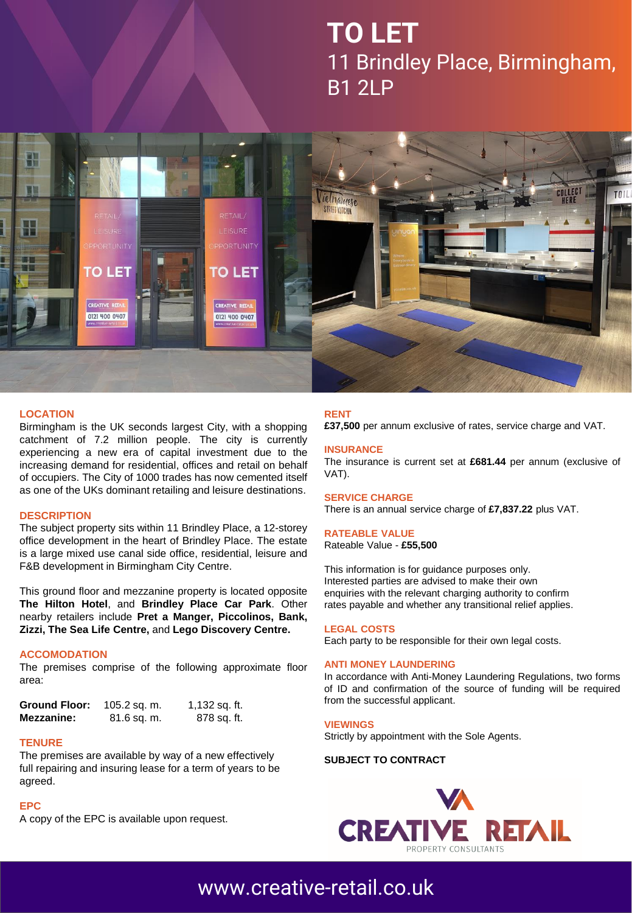# TO LET

## 11 Brindley Place, Birmingham, B1 2LP

### LOCATION

Birmingham is the UK seconds largest City, with a shopping catchment of 7.2 million people. The city is currently experiencing a new era of capital investment due to the increasing demand for residential, offices and retail on behalf of occupiers. The City of 1000 trades has now cemented itself as one of the UKs dominant retailing and leisure destinations.

### DESCRIPTION

The subject property sits within 11 Brindley Place, a 12-storey office development in the heart of Brindley Place. The estate is a large mixed use canal side office, residential, leisure and F&B development in Birmingham City Centre.

This ground floor and mezzanine property is located opposite **The Hilton Hotel**, and **Brindley Place Car Park**. Other nearby retailers include **Pret a Manger, Piccolinos, Bank, Zizzi, The Sea Life Centre,** and **Lego Discovery Centre.**

### ACCOMODATION

The premises comprise of the following approximate floor area:

| | | |
|---|---|---|
| **Ground Floor:** | 105.2 sq. m. | 1,132 sq. ft. |
| **Mezzanine:** | 81.6 sq. m. | 878 sq. ft. |

### TENURE

The premises are available by way of a new effectively full repairing and insuring lease for a term of years to be agreed.

### EPC

A copy of the EPC is available upon request.

### RENT

**£37,500** per annum exclusive of rates, service charge and VAT.

### INSURANCE

The insurance is current set at **£681.44** per annum (exclusive of VAT).

### SERVICE CHARGE

There is an annual service charge of **£7,837.22** plus VAT.

### RATEABLE VALUE

Rateable Value - **£55,500**

This information is for guidance purposes only. Interested parties are advised to make their own enquiries with the relevant charging authority to confirm rates payable and whether any transitional relief applies.

### LEGAL COSTS

Each party to be responsible for their own legal costs.

### ANTI MONEY LAUNDERING

In accordance with Anti-Money Laundering Regulations, two forms of ID and confirmation of the source of funding will be required from the successful applicant.

### VIEWINGS

Strictly by appointment with the Sole Agents.

**SUBJECT TO CONTRACT**

CREATIVE RETAIL PROPERTY CONSULTANTS

www.creative-retail.co.uk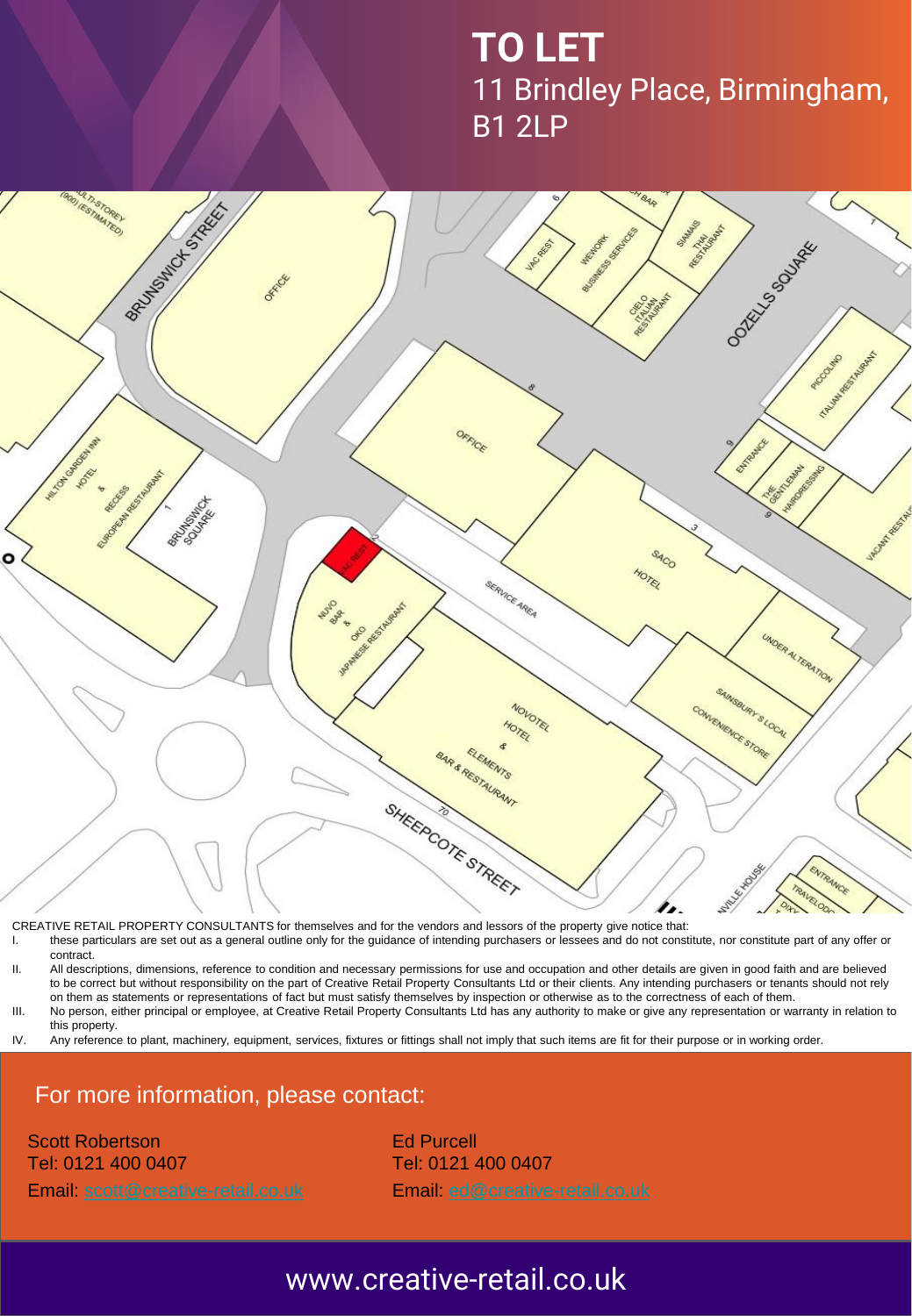# TO LET

11 Brindley Place, Birmingham, B1 2LP

BRUNSWICK STREET
OFFICE
MULTI-STOREY (900) (ESTIMATED)
HILTON GARDEN INN HOTEL & RECESS EUROPEAN RESTAURANT
1 BRUNSWICK SQUARE
VAC REST
NUVO BAR & OKO JAPANESE RESTAURANT
2
SERVICE AREA
OFFICE
8
6
VAC REST
WEWORK BUSINESS SERVICES
CH BAR
SIAMAIS THAI RESTAURANT
CIELO ITALIAN RESTAURANT
OOZELLS SQUARE
PICCOLINO ITALIAN RESTAURANT
9
ENTRANCE
THE GENTLEMAN HAIRDRESSING
VACANT RESTAU
3
SACO HOTEL
UNDER ALTERATION
SAINSBURY'S LOCAL CONVENIENCE STORE
NOVOTEL HOTEL & ELEMENTS BAR & RESTAURANT
70
SHEEPCOTE STREET
NEVILLE HOUSE
ENTRANCE
TRAVELODGE
DIXY

CREATIVE RETAIL PROPERTY CONSULTANTS for themselves and for the vendors and lessors of the property give notice that:

I. these particulars are set out as a general outline only for the guidance of intending purchasers or lessees and do not constitute, nor constitute part of any offer or contract.

II. All descriptions, dimensions, reference to condition and necessary permissions for use and occupation and other details are given in good faith and are believed to be correct but without responsibility on the part of Creative Retail Property Consultants Ltd or their clients. Any intending purchasers or tenants should not rely on them as statements or representations of fact but must satisfy themselves by inspection or otherwise as to the correctness of each of them.

III. No person, either principal or employee, at Creative Retail Property Consultants Ltd has any authority to make or give any representation or warranty in relation to this property.

IV. Any reference to plant, machinery, equipment, services, fixtures or fittings shall not imply that such items are fit for their purpose or in working order.

## For more information, please contact:

Scott Robertson
Tel: 0121 400 0407
Email: scott@creative-retail.co.uk

Ed Purcell
Tel: 0121 400 0407
Email: ed@creative-retail.co.uk

www.creative-retail.co.uk